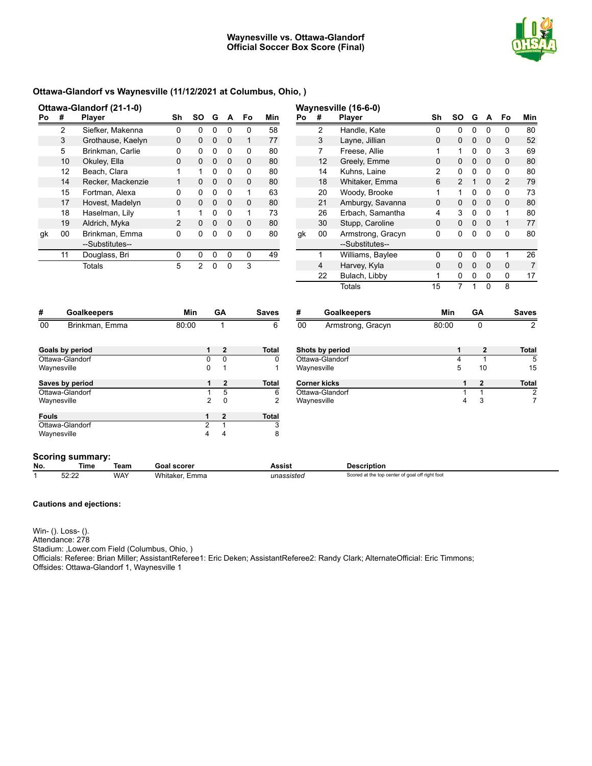# Waynesville vs. Ottawa-Glandorf
## Official Soccer Box Score (Final)

### Ottawa-Glandorf vs Waynesville (11/12/2021 at Columbus, Ohio, )

**Ottawa-Glandorf (21-1-0)**

| Po | # | Player | Sh | SO | G | A | Fo | Min |
|---|---|---|---|---|---|---|---|---|
| | 2 | Siefker, Makenna | 0 | 0 | 0 | 0 | 0 | 58 |
| | 3 | Grothause, Kaelyn | 0 | 0 | 0 | 0 | 1 | 77 |
| | 5 | Brinkman, Carlie | 0 | 0 | 0 | 0 | 0 | 80 |
| | 10 | Okuley, Ella | 0 | 0 | 0 | 0 | 0 | 80 |
| | 12 | Beach, Clara | 1 | 1 | 0 | 0 | 0 | 80 |
| | 14 | Recker, Mackenzie | 1 | 0 | 0 | 0 | 0 | 80 |
| | 15 | Fortman, Alexa | 0 | 0 | 0 | 0 | 1 | 63 |
| | 17 | Hovest, Madelyn | 0 | 0 | 0 | 0 | 0 | 80 |
| | 18 | Haselman, Lily | 1 | 1 | 0 | 0 | 1 | 73 |
| | 19 | Aldrich, Myka | 2 | 0 | 0 | 0 | 0 | 80 |
| gk | 00 | Brinkman, Emma | 0 | 0 | 0 | 0 | 0 | 80 |
| | | --Substitutes-- | | | | | | |
| | 11 | Douglass, Bri | 0 | 0 | 0 | 0 | 0 | 49 |
| | | Totals | 5 | 2 | 0 | 0 | 3 | |

**Waynesville (16-6-0)**

| Po | # | Player | Sh | SO | G | A | Fo | Min |
|---|---|---|---|---|---|---|---|---|
| | 2 | Handle, Kate | 0 | 0 | 0 | 0 | 0 | 80 |
| | 3 | Layne, Jillian | 0 | 0 | 0 | 0 | 0 | 52 |
| | 7 | Freese, Allie | 1 | 1 | 0 | 0 | 3 | 69 |
| | 12 | Greely, Emme | 0 | 0 | 0 | 0 | 0 | 80 |
| | 14 | Kuhns, Laine | 2 | 0 | 0 | 0 | 0 | 80 |
| | 18 | Whitaker, Emma | 6 | 2 | 1 | 0 | 2 | 79 |
| | 20 | Woody, Brooke | 1 | 1 | 0 | 0 | 0 | 73 |
| | 21 | Amburgy, Savanna | 0 | 0 | 0 | 0 | 0 | 80 |
| | 26 | Erbach, Samantha | 4 | 3 | 0 | 0 | 1 | 80 |
| | 30 | Stupp, Caroline | 0 | 0 | 0 | 0 | 1 | 77 |
| gk | 00 | Armstrong, Gracyn | 0 | 0 | 0 | 0 | 0 | 80 |
| | | --Substitutes-- | | | | | | |
| | 1 | Williams, Baylee | 0 | 0 | 0 | 0 | 1 | 26 |
| | 4 | Harvey, Kyla | 0 | 0 | 0 | 0 | 0 | 7 |
| | 22 | Bulach, Libby | 1 | 0 | 0 | 0 | 0 | 17 |
| | | Totals | 15 | 7 | 1 | 0 | 8 | |

| # | Goalkeepers | Min | GA | Saves |
|---|---|---|---|---|
| 00 | Brinkman, Emma | 80:00 | 1 | 6 |

| # | Goalkeepers | Min | GA | Saves |
|---|---|---|---|---|
| 00 | Armstrong, Gracyn | 80:00 | 0 | 2 |

| Goals by period | 1 | 2 | Total |
|---|---|---|---|
| Ottawa-Glandorf | 0 | 0 | 0 |
| Waynesville | 0 | 1 | 1 |

| Shots by period | 1 | 2 | Total |
|---|---|---|---|
| Ottawa-Glandorf | 4 | 1 | 5 |
| Waynesville | 5 | 10 | 15 |

| Saves by period | 1 | 2 | Total |
|---|---|---|---|
| Ottawa-Glandorf | 1 | 5 | 6 |
| Waynesville | 2 | 0 | 2 |

| Corner kicks | 1 | 2 | Total |
|---|---|---|---|
| Ottawa-Glandorf | 1 | 1 | 2 |
| Waynesville | 4 | 3 | 7 |

| Fouls | 1 | 2 | Total |
|---|---|---|---|
| Ottawa-Glandorf | 2 | 1 | 3 |
| Waynesville | 4 | 4 | 8 |

### Scoring summary:

| No. | Time | Team | Goal scorer | Assist | Description |
|---|---|---|---|---|---|
| 1 | 52:22 | WAY | Whitaker, Emma | *unassisted* | Scored at the top center of goal off right foot |

### Cautions and ejections:

Win- (). Loss- ().
Attendance: 278
Stadium: ,Lower.com Field (Columbus, Ohio, )
Officials: Referee: Brian Miller; AssistantReferee1: Eric Deken; AssistantReferee2: Randy Clark; AlternateOfficial: Eric Timmons;
Offsides: Ottawa-Glandorf 1, Waynesville 1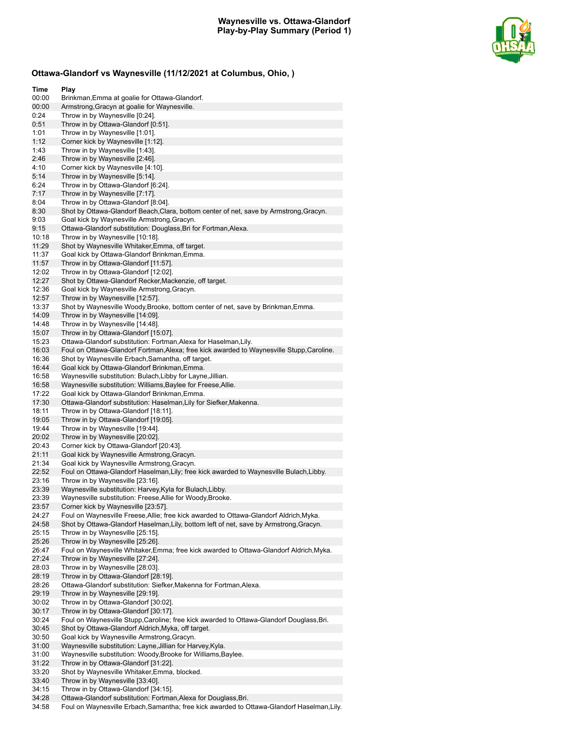# Waynesville vs. Ottawa-Glandorf
## Play-by-Play Summary (Period 1)

### Ottawa-Glandorf vs Waynesville (11/12/2021 at Columbus, Ohio, )

| Time | Play |
|---|---|
| 00:00 | Brinkman,Emma at goalie for Ottawa-Glandorf. |
| 00:00 | Armstrong,Gracyn at goalie for Waynesville. |
| 0:24 | Throw in by Waynesville [0:24]. |
| 0:51 | Throw in by Ottawa-Glandorf [0:51]. |
| 1:01 | Throw in by Waynesville [1:01]. |
| 1:12 | Corner kick by Waynesville [1:12]. |
| 1:43 | Throw in by Waynesville [1:43]. |
| 2:46 | Throw in by Waynesville [2:46]. |
| 4:10 | Corner kick by Waynesville [4:10]. |
| 5:14 | Throw in by Waynesville [5:14]. |
| 6:24 | Throw in by Ottawa-Glandorf [6:24]. |
| 7:17 | Throw in by Waynesville [7:17]. |
| 8:04 | Throw in by Ottawa-Glandorf [8:04]. |
| 8:30 | Shot by Ottawa-Glandorf Beach,Clara, bottom center of net, save by Armstrong,Gracyn. |
| 9:03 | Goal kick by Waynesville Armstrong,Gracyn. |
| 9:15 | Ottawa-Glandorf substitution: Douglass,Bri for Fortman,Alexa. |
| 10:18 | Throw in by Waynesville [10:18]. |
| 11:29 | Shot by Waynesville Whitaker,Emma, off target. |
| 11:37 | Goal kick by Ottawa-Glandorf Brinkman,Emma. |
| 11:57 | Throw in by Ottawa-Glandorf [11:57]. |
| 12:02 | Throw in by Ottawa-Glandorf [12:02]. |
| 12:27 | Shot by Ottawa-Glandorf Recker,Mackenzie, off target. |
| 12:36 | Goal kick by Waynesville Armstrong,Gracyn. |
| 12:57 | Throw in by Waynesville [12:57]. |
| 13:37 | Shot by Waynesville Woody,Brooke, bottom center of net, save by Brinkman,Emma. |
| 14:09 | Throw in by Waynesville [14:09]. |
| 14:48 | Throw in by Waynesville [14:48]. |
| 15:07 | Throw in by Ottawa-Glandorf [15:07]. |
| 15:23 | Ottawa-Glandorf substitution: Fortman,Alexa for Haselman,Lily. |
| 16:03 | Foul on Ottawa-Glandorf Fortman,Alexa; free kick awarded to Waynesville Stupp,Caroline. |
| 16:36 | Shot by Waynesville Erbach,Samantha, off target. |
| 16:44 | Goal kick by Ottawa-Glandorf Brinkman,Emma. |
| 16:58 | Waynesville substitution: Bulach,Libby for Layne,Jillian. |
| 16:58 | Waynesville substitution: Williams,Baylee for Freese,Allie. |
| 17:22 | Goal kick by Ottawa-Glandorf Brinkman,Emma. |
| 17:30 | Ottawa-Glandorf substitution: Haselman,Lily for Siefker,Makenna. |
| 18:11 | Throw in by Ottawa-Glandorf [18:11]. |
| 19:05 | Throw in by Ottawa-Glandorf [19:05]. |
| 19:44 | Throw in by Waynesville [19:44]. |
| 20:02 | Throw in by Waynesville [20:02]. |
| 20:43 | Corner kick by Ottawa-Glandorf [20:43]. |
| 21:11 | Goal kick by Waynesville Armstrong,Gracyn. |
| 21:34 | Goal kick by Waynesville Armstrong,Gracyn. |
| 22:52 | Foul on Ottawa-Glandorf Haselman,Lily; free kick awarded to Waynesville Bulach,Libby. |
| 23:16 | Throw in by Waynesville [23:16]. |
| 23:39 | Waynesville substitution: Harvey,Kyla for Bulach,Libby. |
| 23:39 | Waynesville substitution: Freese,Allie for Woody,Brooke. |
| 23:57 | Corner kick by Waynesville [23:57]. |
| 24:27 | Foul on Waynesville Freese,Allie; free kick awarded to Ottawa-Glandorf Aldrich,Myka. |
| 24:58 | Shot by Ottawa-Glandorf Haselman,Lily, bottom left of net, save by Armstrong,Gracyn. |
| 25:15 | Throw in by Waynesville [25:15]. |
| 25:26 | Throw in by Waynesville [25:26]. |
| 26:47 | Foul on Waynesville Whitaker,Emma; free kick awarded to Ottawa-Glandorf Aldrich,Myka. |
| 27:24 | Throw in by Waynesville [27:24]. |
| 28:03 | Throw in by Waynesville [28:03]. |
| 28:19 | Throw in by Ottawa-Glandorf [28:19]. |
| 28:26 | Ottawa-Glandorf substitution: Siefker,Makenna for Fortman,Alexa. |
| 29:19 | Throw in by Waynesville [29:19]. |
| 30:02 | Throw in by Ottawa-Glandorf [30:02]. |
| 30:17 | Throw in by Ottawa-Glandorf [30:17]. |
| 30:24 | Foul on Waynesville Stupp,Caroline; free kick awarded to Ottawa-Glandorf Douglass,Bri. |
| 30:45 | Shot by Ottawa-Glandorf Aldrich,Myka, off target. |
| 30:50 | Goal kick by Waynesville Armstrong,Gracyn. |
| 31:00 | Waynesville substitution: Layne,Jillian for Harvey,Kyla. |
| 31:00 | Waynesville substitution: Woody,Brooke for Williams,Baylee. |
| 31:22 | Throw in by Ottawa-Glandorf [31:22]. |
| 33:20 | Shot by Waynesville Whitaker,Emma, blocked. |
| 33:40 | Throw in by Waynesville [33:40]. |
| 34:15 | Throw in by Ottawa-Glandorf [34:15]. |
| 34:28 | Ottawa-Glandorf substitution: Fortman,Alexa for Douglass,Bri. |
| 34:58 | Foul on Waynesville Erbach,Samantha; free kick awarded to Ottawa-Glandorf Haselman,Lily. |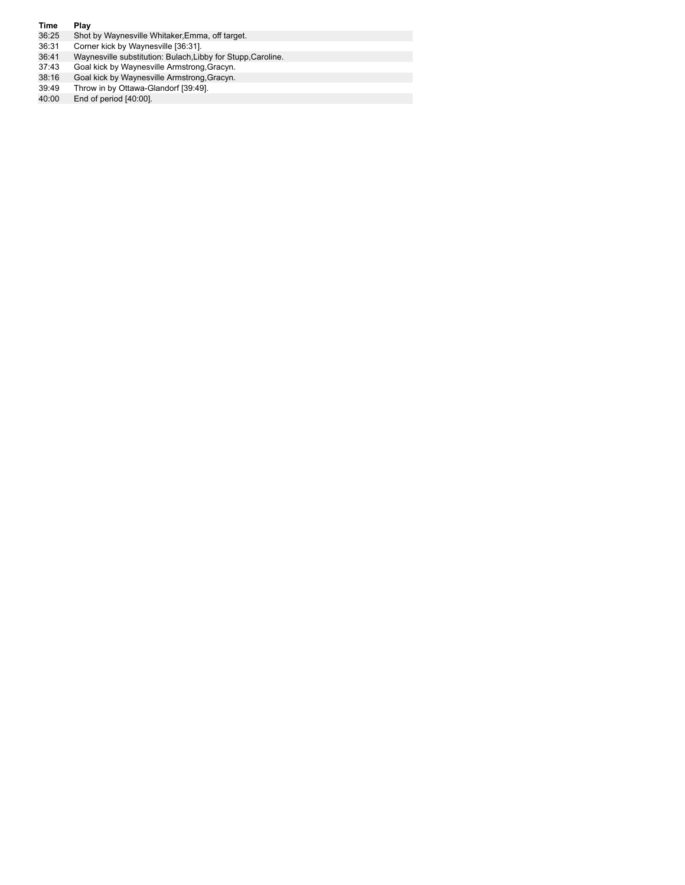| Time | Play |
| --- | --- |
| 36:25 | Shot by Waynesville Whitaker,Emma, off target. |
| 36:31 | Corner kick by Waynesville [36:31]. |
| 36:41 | Waynesville substitution: Bulach,Libby for Stupp,Caroline. |
| 37:43 | Goal kick by Waynesville Armstrong,Gracyn. |
| 38:16 | Goal kick by Waynesville Armstrong,Gracyn. |
| 39:49 | Throw in by Ottawa-Glandorf [39:49]. |
| 40:00 | End of period [40:00]. |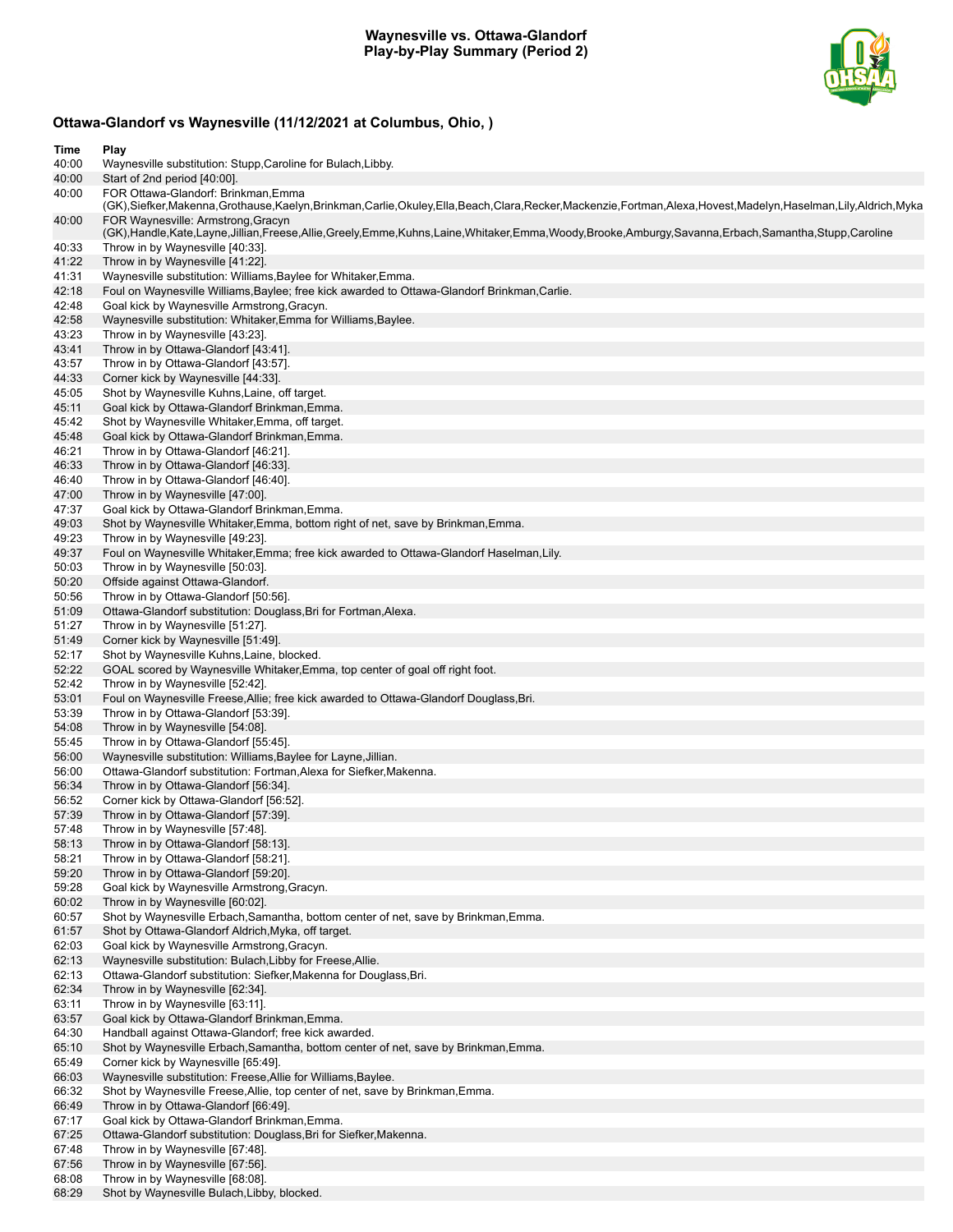# Waynesville vs. Ottawa-Glandorf
## Play-by-Play Summary (Period 2)

### Ottawa-Glandorf vs Waynesville (11/12/2021 at Columbus, Ohio, )

| Time | Play |
|---|---|
| 40:00 | Waynesville substitution: Stupp,Caroline for Bulach,Libby. |
| 40:00 | Start of 2nd period [40:00]. |
| 40:00 | FOR Ottawa-Glandorf: Brinkman,Emma (GK),Siefker,Makenna,Grothause,Kaelyn,Brinkman,Carlie,Okuley,Ella,Beach,Clara,Recker,Mackenzie,Fortman,Alexa,Hovest,Madelyn,Haselman,Lily,Aldrich,Myka |
| 40:00 | FOR Waynesville: Armstrong,Gracyn (GK),Handle,Kate,Layne,Jillian,Freese,Allie,Greely,Emme,Kuhns,Laine,Whitaker,Emma,Woody,Brooke,Amburgy,Savanna,Erbach,Samantha,Stupp,Caroline |
| 40:33 | Throw in by Waynesville [40:33]. |
| 41:22 | Throw in by Waynesville [41:22]. |
| 41:31 | Waynesville substitution: Williams,Baylee for Whitaker,Emma. |
| 42:18 | Foul on Waynesville Williams,Baylee; free kick awarded to Ottawa-Glandorf Brinkman,Carlie. |
| 42:48 | Goal kick by Waynesville Armstrong,Gracyn. |
| 42:58 | Waynesville substitution: Whitaker,Emma for Williams,Baylee. |
| 43:23 | Throw in by Waynesville [43:23]. |
| 43:41 | Throw in by Ottawa-Glandorf [43:41]. |
| 43:57 | Throw in by Ottawa-Glandorf [43:57]. |
| 44:33 | Corner kick by Waynesville [44:33]. |
| 45:05 | Shot by Waynesville Kuhns,Laine, off target. |
| 45:11 | Goal kick by Ottawa-Glandorf Brinkman,Emma. |
| 45:42 | Shot by Waynesville Whitaker,Emma, off target. |
| 45:48 | Goal kick by Ottawa-Glandorf Brinkman,Emma. |
| 46:21 | Throw in by Ottawa-Glandorf [46:21]. |
| 46:33 | Throw in by Ottawa-Glandorf [46:33]. |
| 46:40 | Throw in by Ottawa-Glandorf [46:40]. |
| 47:00 | Throw in by Waynesville [47:00]. |
| 47:37 | Goal kick by Ottawa-Glandorf Brinkman,Emma. |
| 49:03 | Shot by Waynesville Whitaker,Emma, bottom right of net, save by Brinkman,Emma. |
| 49:23 | Throw in by Waynesville [49:23]. |
| 49:37 | Foul on Waynesville Whitaker,Emma; free kick awarded to Ottawa-Glandorf Haselman,Lily. |
| 50:03 | Throw in by Waynesville [50:03]. |
| 50:20 | Offside against Ottawa-Glandorf. |
| 50:56 | Throw in by Ottawa-Glandorf [50:56]. |
| 51:09 | Ottawa-Glandorf substitution: Douglass,Bri for Fortman,Alexa. |
| 51:27 | Throw in by Waynesville [51:27]. |
| 51:49 | Corner kick by Waynesville [51:49]. |
| 52:17 | Shot by Waynesville Kuhns,Laine, blocked. |
| 52:22 | GOAL scored by Waynesville Whitaker,Emma, top center of goal off right foot. |
| 52:42 | Throw in by Waynesville [52:42]. |
| 53:01 | Foul on Waynesville Freese,Allie; free kick awarded to Ottawa-Glandorf Douglass,Bri. |
| 53:39 | Throw in by Ottawa-Glandorf [53:39]. |
| 54:08 | Throw in by Waynesville [54:08]. |
| 55:45 | Throw in by Ottawa-Glandorf [55:45]. |
| 56:00 | Waynesville substitution: Williams,Baylee for Layne,Jillian. |
| 56:00 | Ottawa-Glandorf substitution: Fortman,Alexa for Siefker,Makenna. |
| 56:34 | Throw in by Ottawa-Glandorf [56:34]. |
| 56:52 | Corner kick by Ottawa-Glandorf [56:52]. |
| 57:39 | Throw in by Ottawa-Glandorf [57:39]. |
| 57:48 | Throw in by Waynesville [57:48]. |
| 58:13 | Throw in by Ottawa-Glandorf [58:13]. |
| 58:21 | Throw in by Ottawa-Glandorf [58:21]. |
| 59:20 | Throw in by Ottawa-Glandorf [59:20]. |
| 59:28 | Goal kick by Waynesville Armstrong,Gracyn. |
| 60:02 | Throw in by Waynesville [60:02]. |
| 60:57 | Shot by Waynesville Erbach,Samantha, bottom center of net, save by Brinkman,Emma. |
| 61:57 | Shot by Ottawa-Glandorf Aldrich,Myka, off target. |
| 62:03 | Goal kick by Waynesville Armstrong,Gracyn. |
| 62:13 | Waynesville substitution: Bulach,Libby for Freese,Allie. |
| 62:13 | Ottawa-Glandorf substitution: Siefker,Makenna for Douglass,Bri. |
| 62:34 | Throw in by Waynesville [62:34]. |
| 63:11 | Throw in by Waynesville [63:11]. |
| 63:57 | Goal kick by Ottawa-Glandorf Brinkman,Emma. |
| 64:30 | Handball against Ottawa-Glandorf; free kick awarded. |
| 65:10 | Shot by Waynesville Erbach,Samantha, bottom center of net, save by Brinkman,Emma. |
| 65:49 | Corner kick by Waynesville [65:49]. |
| 66:03 | Waynesville substitution: Freese,Allie for Williams,Baylee. |
| 66:32 | Shot by Waynesville Freese,Allie, top center of net, save by Brinkman,Emma. |
| 66:49 | Throw in by Ottawa-Glandorf [66:49]. |
| 67:17 | Goal kick by Ottawa-Glandorf Brinkman,Emma. |
| 67:25 | Ottawa-Glandorf substitution: Douglass,Bri for Siefker,Makenna. |
| 67:48 | Throw in by Waynesville [67:48]. |
| 67:56 | Throw in by Waynesville [67:56]. |
| 68:08 | Throw in by Waynesville [68:08]. |
| 68:29 | Shot by Waynesville Bulach,Libby, blocked. |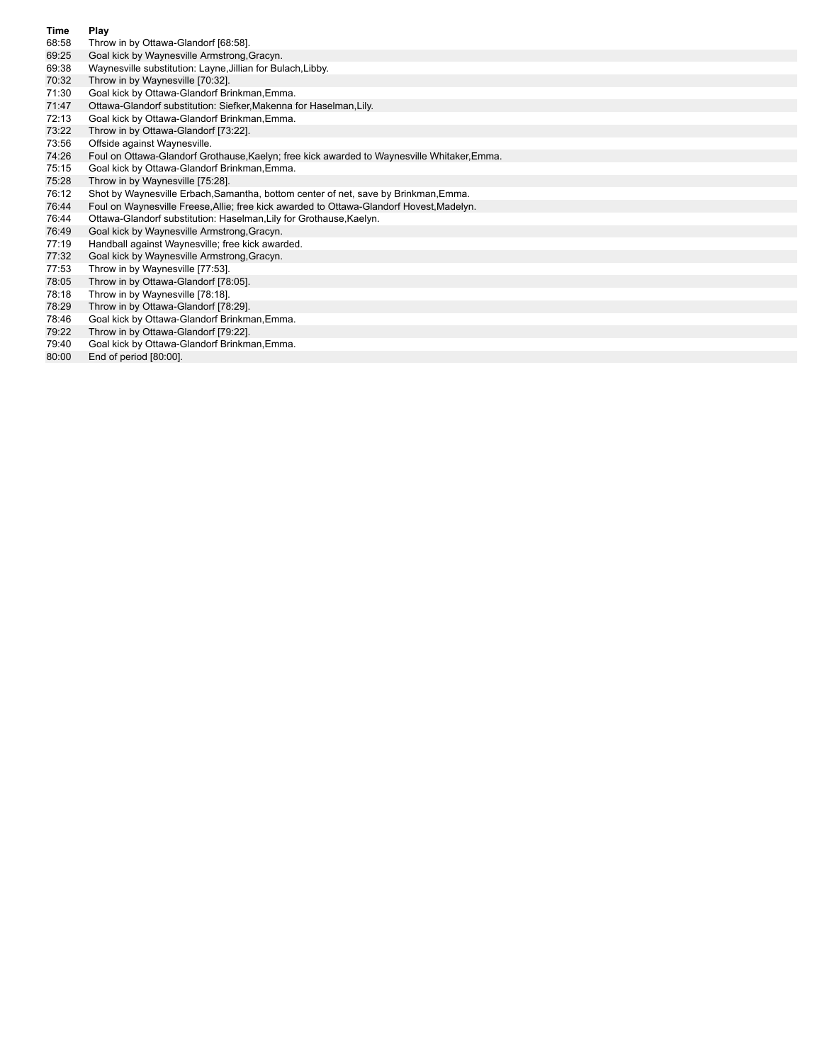| Time | Play |
| --- | --- |
| 68:58 | Throw in by Ottawa-Glandorf [68:58]. |
| 69:25 | Goal kick by Waynesville Armstrong,Gracyn. |
| 69:38 | Waynesville substitution: Layne,Jillian for Bulach,Libby. |
| 70:32 | Throw in by Waynesville [70:32]. |
| 71:30 | Goal kick by Ottawa-Glandorf Brinkman,Emma. |
| 71:47 | Ottawa-Glandorf substitution: Siefker,Makenna for Haselman,Lily. |
| 72:13 | Goal kick by Ottawa-Glandorf Brinkman,Emma. |
| 73:22 | Throw in by Ottawa-Glandorf [73:22]. |
| 73:56 | Offside against Waynesville. |
| 74:26 | Foul on Ottawa-Glandorf Grothause,Kaelyn; free kick awarded to Waynesville Whitaker,Emma. |
| 75:15 | Goal kick by Ottawa-Glandorf Brinkman,Emma. |
| 75:28 | Throw in by Waynesville [75:28]. |
| 76:12 | Shot by Waynesville Erbach,Samantha, bottom center of net, save by Brinkman,Emma. |
| 76:44 | Foul on Waynesville Freese,Allie; free kick awarded to Ottawa-Glandorf Hovest,Madelyn. |
| 76:44 | Ottawa-Glandorf substitution: Haselman,Lily for Grothause,Kaelyn. |
| 76:49 | Goal kick by Waynesville Armstrong,Gracyn. |
| 77:19 | Handball against Waynesville; free kick awarded. |
| 77:32 | Goal kick by Waynesville Armstrong,Gracyn. |
| 77:53 | Throw in by Waynesville [77:53]. |
| 78:05 | Throw in by Ottawa-Glandorf [78:05]. |
| 78:18 | Throw in by Waynesville [78:18]. |
| 78:29 | Throw in by Ottawa-Glandorf [78:29]. |
| 78:46 | Goal kick by Ottawa-Glandorf Brinkman,Emma. |
| 79:22 | Throw in by Ottawa-Glandorf [79:22]. |
| 79:40 | Goal kick by Ottawa-Glandorf Brinkman,Emma. |
| 80:00 | End of period [80:00]. |